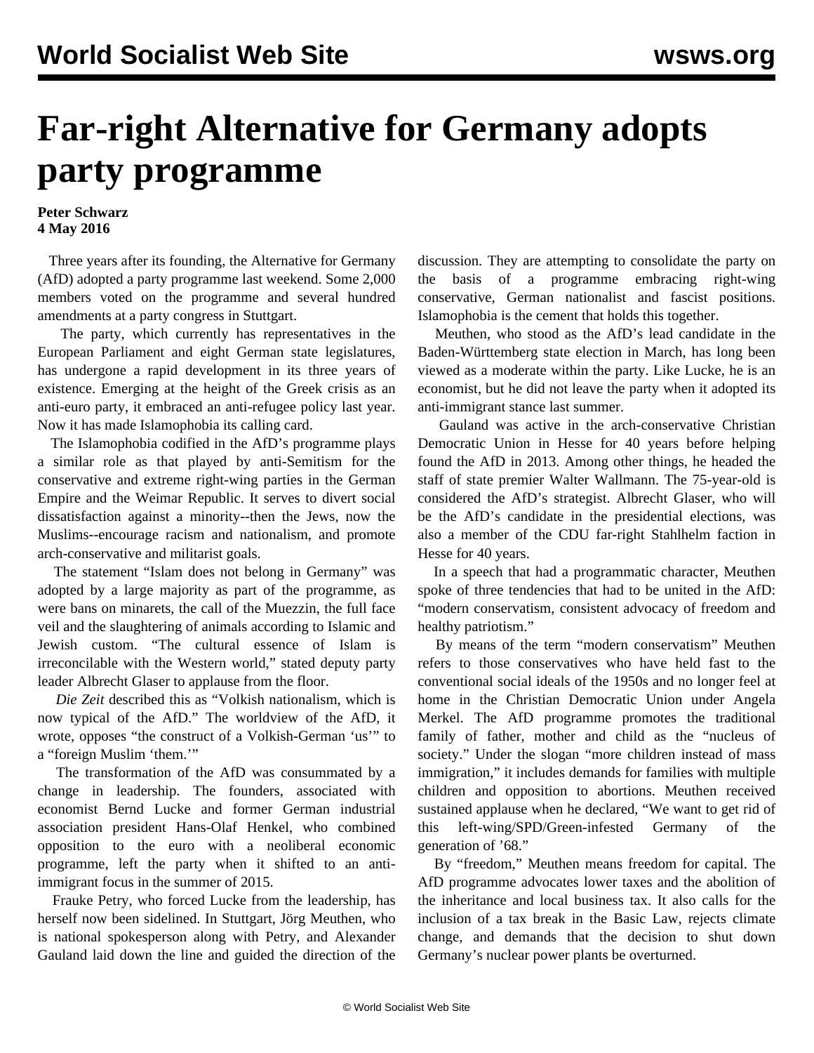# Far-right Alternative for Germany adopts party programme

**Peter Schwarz**
**4 May 2016**

Three years after its founding, the Alternative for Germany (AfD) adopted a party programme last weekend. Some 2,000 members voted on the programme and several hundred amendments at a party congress in Stuttgart.

The party, which currently has representatives in the European Parliament and eight German state legislatures, has undergone a rapid development in its three years of existence. Emerging at the height of the Greek crisis as an anti-euro party, it embraced an anti-refugee policy last year. Now it has made Islamophobia its calling card.

The Islamophobia codified in the AfD's programme plays a similar role as that played by anti-Semitism for the conservative and extreme right-wing parties in the German Empire and the Weimar Republic. It serves to divert social dissatisfaction against a minority--then the Jews, now the Muslims--encourage racism and nationalism, and promote arch-conservative and militarist goals.

The statement "Islam does not belong in Germany" was adopted by a large majority as part of the programme, as were bans on minarets, the call of the Muezzin, the full face veil and the slaughtering of animals according to Islamic and Jewish custom. "The cultural essence of Islam is irreconcilable with the Western world," stated deputy party leader Albrecht Glaser to applause from the floor.

*Die Zeit* described this as "Volkish nationalism, which is now typical of the AfD." The worldview of the AfD, it wrote, opposes "the construct of a Volkish-German 'us'" to a "foreign Muslim 'them.'"

The transformation of the AfD was consummated by a change in leadership. The founders, associated with economist Bernd Lucke and former German industrial association president Hans-Olaf Henkel, who combined opposition to the euro with a neoliberal economic programme, left the party when it shifted to an anti-immigrant focus in the summer of 2015.

Frauke Petry, who forced Lucke from the leadership, has herself now been sidelined. In Stuttgart, Jörg Meuthen, who is national spokesperson along with Petry, and Alexander Gauland laid down the line and guided the direction of the discussion. They are attempting to consolidate the party on the basis of a programme embracing right-wing conservative, German nationalist and fascist positions. Islamophobia is the cement that holds this together.

Meuthen, who stood as the AfD's lead candidate in the Baden-Württemberg state election in March, has long been viewed as a moderate within the party. Like Lucke, he is an economist, but he did not leave the party when it adopted its anti-immigrant stance last summer.

Gauland was active in the arch-conservative Christian Democratic Union in Hesse for 40 years before helping found the AfD in 2013. Among other things, he headed the staff of state premier Walter Wallmann. The 75-year-old is considered the AfD's strategist. Albrecht Glaser, who will be the AfD's candidate in the presidential elections, was also a member of the CDU far-right Stahlhelm faction in Hesse for 40 years.

In a speech that had a programmatic character, Meuthen spoke of three tendencies that had to be united in the AfD: "modern conservatism, consistent advocacy of freedom and healthy patriotism."

By means of the term "modern conservatism" Meuthen refers to those conservatives who have held fast to the conventional social ideals of the 1950s and no longer feel at home in the Christian Democratic Union under Angela Merkel. The AfD programme promotes the traditional family of father, mother and child as the "nucleus of society." Under the slogan "more children instead of mass immigration," it includes demands for families with multiple children and opposition to abortions. Meuthen received sustained applause when he declared, "We want to get rid of this left-wing/SPD/Green-infested Germany of the generation of '68."

By "freedom," Meuthen means freedom for capital. The AfD programme advocates lower taxes and the abolition of the inheritance and local business tax. It also calls for the inclusion of a tax break in the Basic Law, rejects climate change, and demands that the decision to shut down Germany's nuclear power plants be overturned.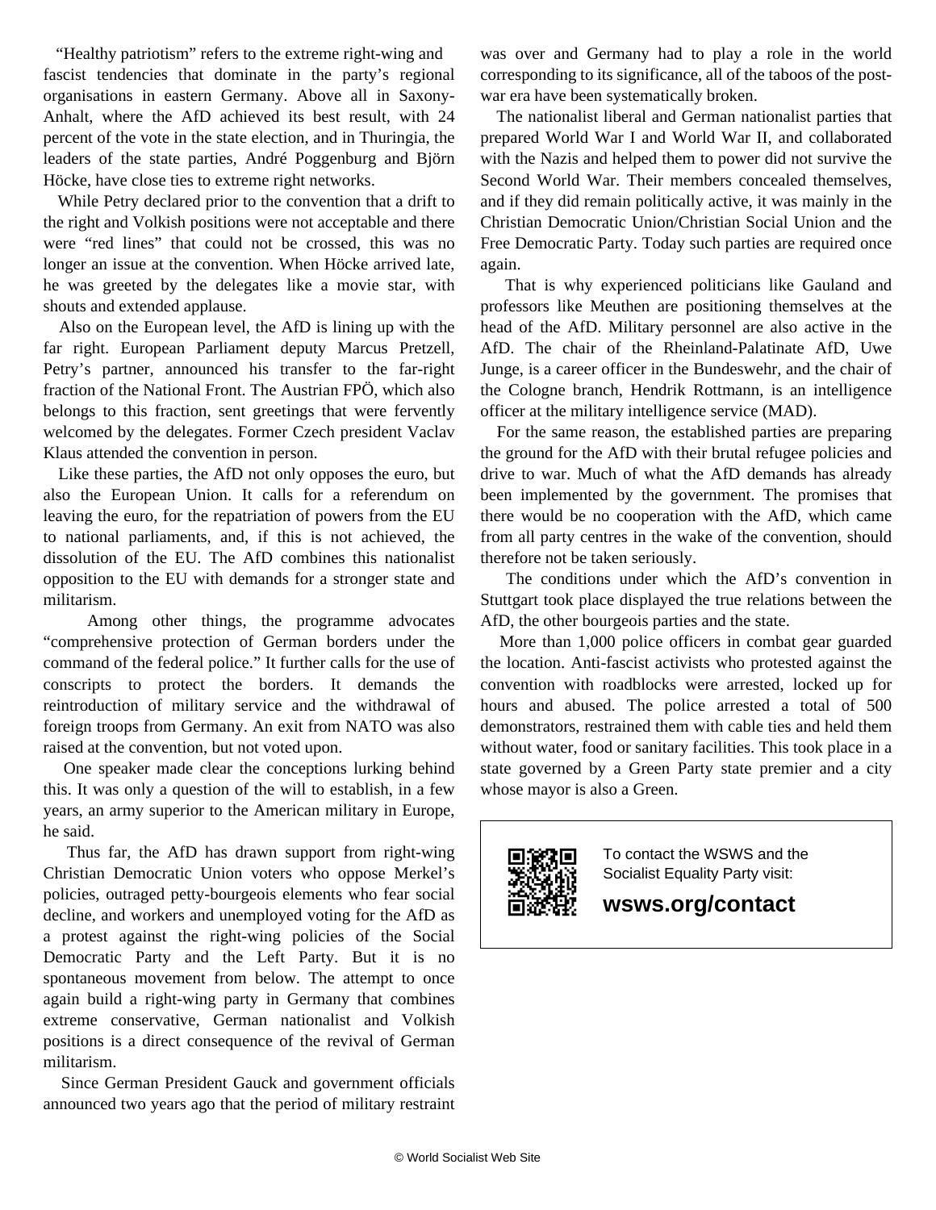"Healthy patriotism" refers to the extreme right-wing and fascist tendencies that dominate in the party's regional organisations in eastern Germany. Above all in Saxony-Anhalt, where the AfD achieved its best result, with 24 percent of the vote in the state election, and in Thuringia, the leaders of the state parties, André Poggenburg and Björn Höcke, have close ties to extreme right networks.

While Petry declared prior to the convention that a drift to the right and Volkish positions were not acceptable and there were "red lines" that could not be crossed, this was no longer an issue at the convention. When Höcke arrived late, he was greeted by the delegates like a movie star, with shouts and extended applause.

Also on the European level, the AfD is lining up with the far right. European Parliament deputy Marcus Pretzell, Petry's partner, announced his transfer to the far-right fraction of the National Front. The Austrian FPÖ, which also belongs to this fraction, sent greetings that were fervently welcomed by the delegates. Former Czech president Vaclav Klaus attended the convention in person.

Like these parties, the AfD not only opposes the euro, but also the European Union. It calls for a referendum on leaving the euro, for the repatriation of powers from the EU to national parliaments, and, if this is not achieved, the dissolution of the EU. The AfD combines this nationalist opposition to the EU with demands for a stronger state and militarism.

Among other things, the programme advocates "comprehensive protection of German borders under the command of the federal police." It further calls for the use of conscripts to protect the borders. It demands the reintroduction of military service and the withdrawal of foreign troops from Germany. An exit from NATO was also raised at the convention, but not voted upon.

One speaker made clear the conceptions lurking behind this. It was only a question of the will to establish, in a few years, an army superior to the American military in Europe, he said.

Thus far, the AfD has drawn support from right-wing Christian Democratic Union voters who oppose Merkel's policies, outraged petty-bourgeois elements who fear social decline, and workers and unemployed voting for the AfD as a protest against the right-wing policies of the Social Democratic Party and the Left Party. But it is no spontaneous movement from below. The attempt to once again build a right-wing party in Germany that combines extreme conservative, German nationalist and Volkish positions is a direct consequence of the revival of German militarism.

Since German President Gauck and government officials announced two years ago that the period of military restraint was over and Germany had to play a role in the world corresponding to its significance, all of the taboos of the post-war era have been systematically broken.

The nationalist liberal and German nationalist parties that prepared World War I and World War II, and collaborated with the Nazis and helped them to power did not survive the Second World War. Their members concealed themselves, and if they did remain politically active, it was mainly in the Christian Democratic Union/Christian Social Union and the Free Democratic Party. Today such parties are required once again.

That is why experienced politicians like Gauland and professors like Meuthen are positioning themselves at the head of the AfD. Military personnel are also active in the AfD. The chair of the Rheinland-Palatinate AfD, Uwe Junge, is a career officer in the Bundeswehr, and the chair of the Cologne branch, Hendrik Rottmann, is an intelligence officer at the military intelligence service (MAD).

For the same reason, the established parties are preparing the ground for the AfD with their brutal refugee policies and drive to war. Much of what the AfD demands has already been implemented by the government. The promises that there would be no cooperation with the AfD, which came from all party centres in the wake of the convention, should therefore not be taken seriously.

The conditions under which the AfD's convention in Stuttgart took place displayed the true relations between the AfD, the other bourgeois parties and the state.

More than 1,000 police officers in combat gear guarded the location. Anti-fascist activists who protested against the convention with roadblocks were arrested, locked up for hours and abused. The police arrested a total of 500 demonstrators, restrained them with cable ties and held them without water, food or sanitary facilities. This took place in a state governed by a Green Party state premier and a city whose mayor is also a Green.

To contact the WSWS and the Socialist Equality Party visit:

**wsws.org/contact**